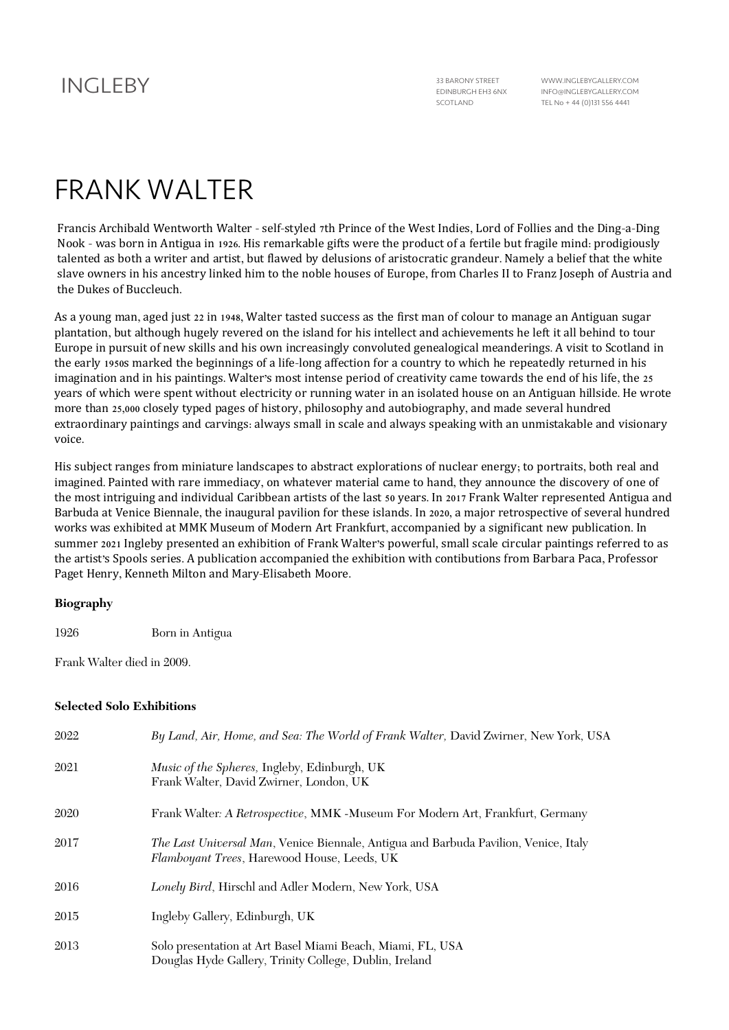INGLEBY

33 BARONY STREET
EDINBURGH EH3 6NX
SCOTLAND

WWW.INGLEBYGALLERY.COM
INFO@INGLEBYGALLERY.COM
TEL No + 44 (0)131 556 4441

# FRANK WALTER

Francis Archibald Wentworth Walter - self-styled 7th Prince of the West Indies, Lord of Follies and the Ding-a-Ding Nook - was born in Antigua in 1926. His remarkable gifts were the product of a fertile but fragile mind: prodigiously talented as both a writer and artist, but flawed by delusions of aristocratic grandeur. Namely a belief that the white slave owners in his ancestry linked him to the noble houses of Europe, from Charles II to Franz Joseph of Austria and the Dukes of Buccleuch.

As a young man, aged just 22 in 1948, Walter tasted success as the first man of colour to manage an Antiguan sugar plantation, but although hugely revered on the island for his intellect and achievements he left it all behind to tour Europe in pursuit of new skills and his own increasingly convoluted genealogical meanderings. A visit to Scotland in the early 1950s marked the beginnings of a life-long affection for a country to which he repeatedly returned in his imagination and in his paintings. Walter's most intense period of creativity came towards the end of his life, the 25 years of which were spent without electricity or running water in an isolated house on an Antiguan hillside. He wrote more than 25,000 closely typed pages of history, philosophy and autobiography, and made several hundred extraordinary paintings and carvings: always small in scale and always speaking with an unmistakable and visionary voice.

His subject ranges from miniature landscapes to abstract explorations of nuclear energy; to portraits, both real and imagined. Painted with rare immediacy, on whatever material came to hand, they announce the discovery of one of the most intriguing and individual Caribbean artists of the last 50 years. In 2017 Frank Walter represented Antigua and Barbuda at Venice Biennale, the inaugural pavilion for these islands. In 2020, a major retrospective of several hundred works was exhibited at MMK Museum of Modern Art Frankfurt, accompanied by a significant new publication. In summer 2021 Ingleby presented an exhibition of Frank Walter's powerful, small scale circular paintings referred to as the artist's Spools series. A publication accompanied the exhibition with contibutions from Barbara Paca, Professor Paget Henry, Kenneth Milton and Mary-Elisabeth Moore.

**Biography**

1926 Born in Antigua

Frank Walter died in 2009.

**Selected Solo Exhibitions**

2022 *By Land, Air, Home, and Sea: The World of Frank Walter,* David Zwirner, New York, USA

2021 *Music of the Spheres,* Ingleby, Edinburgh, UK
Frank Walter, David Zwirner, London, UK

2020 Frank Walter*: A Retrospective*, MMK -Museum For Modern Art, Frankfurt, Germany

2017 *The Last Universal Man*, Venice Biennale, Antigua and Barbuda Pavilion, Venice, Italy
*Flamboyant Trees*, Harewood House, Leeds, UK

2016 *Lonely Bird*, Hirschl and Adler Modern, New York, USA

2015 Ingleby Gallery, Edinburgh, UK

2013 Solo presentation at Art Basel Miami Beach, Miami, FL, USA
Douglas Hyde Gallery, Trinity College, Dublin, Ireland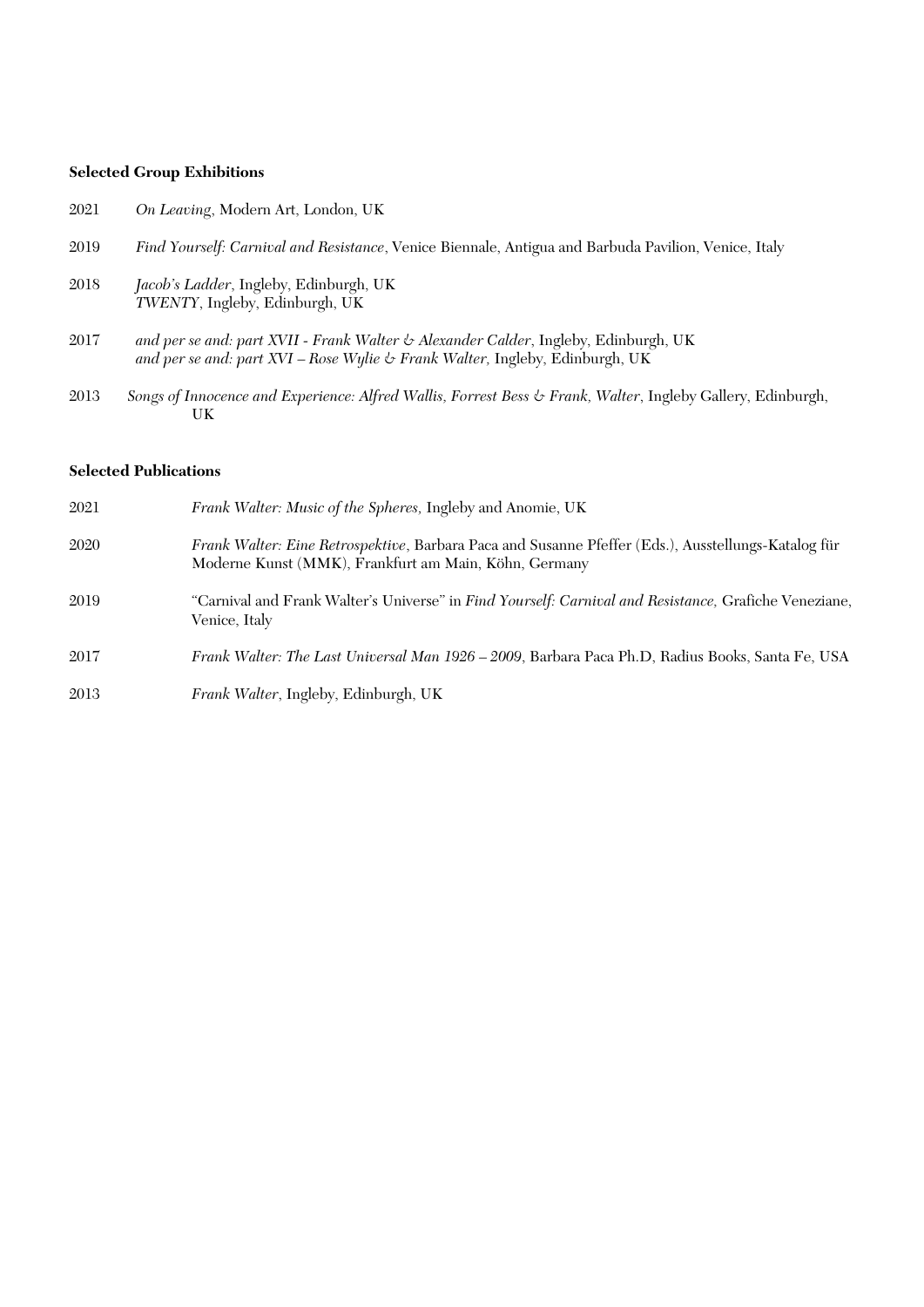**Selected Group Exhibitions**

2021 *On Leaving*, Modern Art, London, UK

2019 *Find Yourself: Carnival and Resistance*, Venice Biennale, Antigua and Barbuda Pavilion, Venice, Italy

2018 *Jacob's Ladder*, Ingleby, Edinburgh, UK
*TWENTY*, Ingleby, Edinburgh, UK

2017 *and per se and: part XVII - Frank Walter & Alexander Calder*, Ingleby, Edinburgh, UK
*and per se and: part XVI – Rose Wylie & Frank Walter,* Ingleby, Edinburgh, UK

2013 *Songs of Innocence and Experience: Alfred Wallis, Forrest Bess & Frank, Walter*, Ingleby Gallery, Edinburgh, UK

**Selected Publications**

2021 *Frank Walter: Music of the Spheres,* Ingleby and Anomie, UK

2020 *Frank Walter: Eine Retrospektive*, Barbara Paca and Susanne Pfeffer (Eds.), Ausstellungs-Katalog für Moderne Kunst (MMK), Frankfurt am Main, Köhn, Germany

2019 "Carnival and Frank Walter's Universe" in *Find Yourself: Carnival and Resistance,* Grafiche Veneziane, Venice, Italy

2017 *Frank Walter: The Last Universal Man 1926 – 2009*, Barbara Paca Ph.D, Radius Books, Santa Fe, USA

2013 *Frank Walter*, Ingleby, Edinburgh, UK